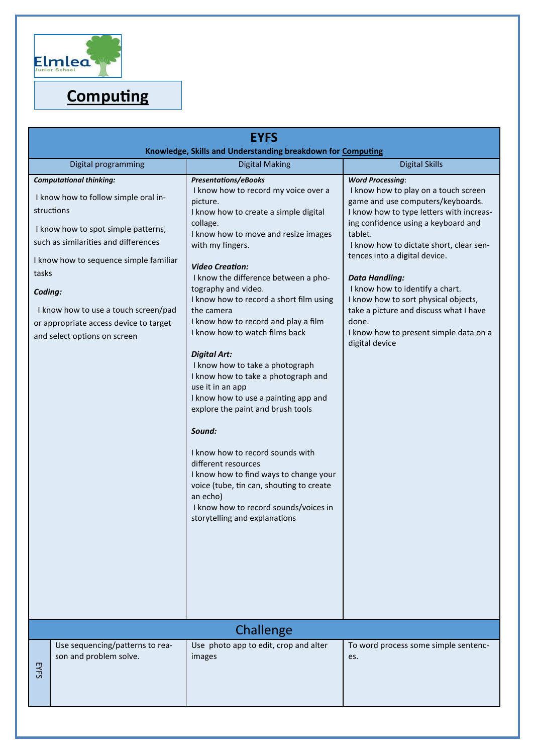Elmlea Junior School

# Computing

## EYFS

**Knowledge, Skills and Understanding breakdown for Computing**

| Digital programming | Digital Making | Digital Skills |
|---|---|---|
| ***Computational thinking:***<br><br>I know how to follow simple oral instructions<br><br>I know how to spot simple patterns, such as similarities and differences<br><br>I know how to sequence simple familiar tasks<br><br>***Coding:***<br><br>I know how to use a touch screen/pad or appropriate access device to target and select options on screen | ***Presentations/eBooks***<br>I know how to record my voice over a picture.<br>I know how to create a simple digital collage.<br>I know how to move and resize images with my fingers.<br><br>***Video Creation:***<br>I know the difference between a photography and video.<br>I know how to record a short film using the camera<br>I know how to record and play a film<br>I know how to watch films back<br><br>***Digital Art:***<br>I know how to take a photograph<br>I know how to take a photograph and use it in an app<br>I know how to use a painting app and explore the paint and brush tools<br><br>***Sound:***<br><br>I know how to record sounds with different resources<br>I know how to find ways to change your voice (tube, tin can, shouting to create an echo)<br>I know how to record sounds/voices in storytelling and explanations | ***Word Processing***:<br>I know how to play on a touch screen game and use computers/keyboards.<br>I know how to type letters with increasing confidence using a keyboard and tablet.<br>I know how to dictate short, clear sentences into a digital device.<br><br>***Data Handling:***<br>I know how to identify a chart.<br>I know how to sort physical objects, take a picture and discuss what I have done.<br>I know how to present simple data on a digital device |

## Challenge

| | | | |
|---|---|---|---|
| EYFS | Use sequencing/patterns to reason and problem solve. | Use photo app to edit, crop and alter images | To word process some simple sentences. |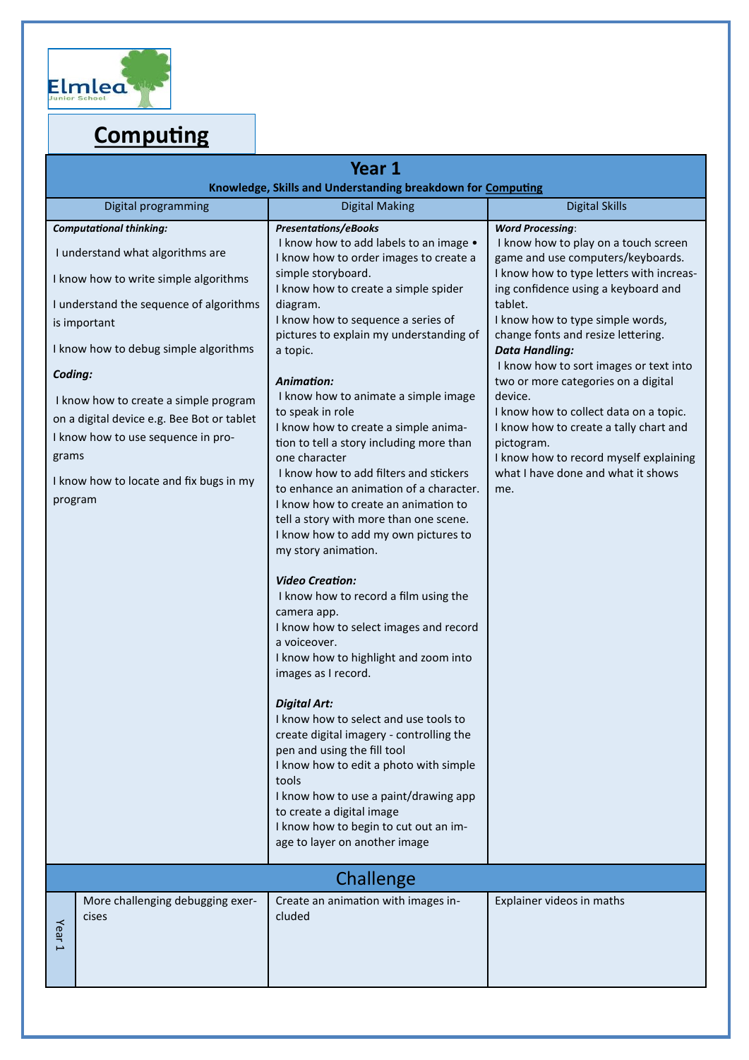Elmlea Junior School

# Computing

## Year 1

**Knowledge, Skills and Understanding breakdown for Computing**

| Digital programming | Digital Making | Digital Skills |
|---|---|---|
| ***Computational thinking:***<br><br>I understand what algorithms are<br><br>I know how to write simple algorithms<br><br>I understand the sequence of algorithms is important<br><br>I know how to debug simple algorithms<br><br>***Coding:***<br><br>I know how to create a simple program on a digital device e.g. Bee Bot or tablet<br><br>I know how to use sequence in programs<br><br>I know how to locate and fix bugs in my program | ***Presentations/eBooks***<br>I know how to add labels to an image •<br>I know how to order images to create a simple storyboard.<br>I know how to create a simple spider diagram.<br>I know how to sequence a series of pictures to explain my understanding of a topic.<br><br>***Animation:***<br>I know how to animate a simple image to speak in role<br>I know how to create a simple animation to tell a story including more than one character<br>I know how to add filters and stickers to enhance an animation of a character.<br>I know how to create an animation to tell a story with more than one scene.<br>I know how to add my own pictures to my story animation.<br><br>***Video Creation:***<br>I know how to record a film using the camera app.<br>I know how to select images and record a voiceover.<br>I know how to highlight and zoom into images as I record.<br><br>***Digital Art:***<br>I know how to select and use tools to create digital imagery - controlling the pen and using the fill tool<br>I know how to edit a photo with simple tools<br>I know how to use a paint/drawing app to create a digital image<br>I know how to begin to cut out an image to layer on another image | ***Word Processing***:<br>I know how to play on a touch screen game and use computers/keyboards.<br>I know how to type letters with increasing confidence using a keyboard and tablet.<br>I know how to type simple words, change fonts and resize lettering.<br>***Data Handling:***<br>I know how to sort images or text into two or more categories on a digital device.<br>I know how to collect data on a topic.<br>I know how to create a tally chart and pictogram.<br>I know how to record myself explaining what I have done and what it shows me. |

### Challenge

| | Digital programming | Digital Making | Digital Skills |
|---|---|---|---|
| Year 1 | More challenging debugging exercises | Create an animation with images included | Explainer videos in maths |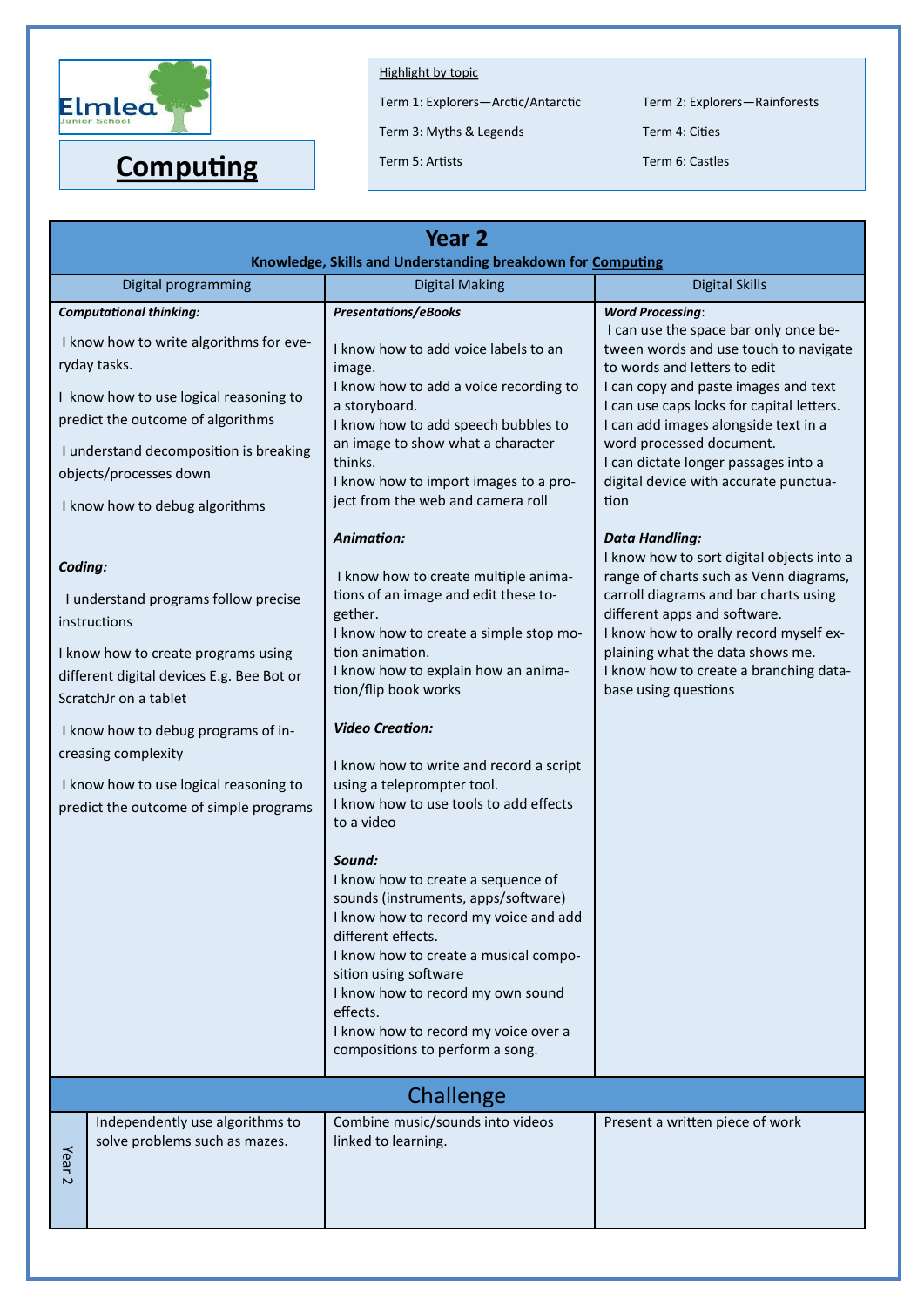Elmlea Junior School

# Computing

Highlight by topic

| | |
|---|---|
| Term 1: Explorers—Arctic/Antarctic | Term 2: Explorers—Rainforests |
| Term 3: Myths & Legends | Term 4: Cities |
| Term 5: Artists | Term 6: Castles |

## Year 2

**Knowledge, Skills and Understanding breakdown for Computing**

| Digital programming | Digital Making | Digital Skills |
|---|---|---|
| ***Computational thinking:*** <br><br> I know how to write algorithms for everyday tasks. <br><br> I know how to use logical reasoning to predict the outcome of algorithms <br><br> I understand decomposition is breaking objects/processes down <br><br> I know how to debug algorithms <br><br> ***Coding:*** <br><br> I understand programs follow precise instructions <br><br> I know how to create programs using different digital devices E.g. Bee Bot or ScratchJr on a tablet <br><br> I know how to debug programs of increasing complexity <br><br> I know how to use logical reasoning to predict the outcome of simple programs | ***Presentations/eBooks*** <br><br> I know how to add voice labels to an image. <br> I know how to add a voice recording to a storyboard. <br> I know how to add speech bubbles to an image to show what a character thinks. <br> I know how to import images to a project from the web and camera roll <br><br> ***Animation:*** <br><br> I know how to create multiple animations of an image and edit these together. <br> I know how to create a simple stop motion animation. <br> I know how to explain how an animation/flip book works <br><br> ***Video Creation:*** <br><br> I know how to write and record a script using a teleprompter tool. <br> I know how to use tools to add effects to a video <br><br> ***Sound:*** <br> I know how to create a sequence of sounds (instruments, apps/software) <br> I know how to record my voice and add different effects. <br> I know how to create a musical composition using software <br> I know how to record my own sound effects. <br> I know how to record my voice over a compositions to perform a song. | ***Word Processing***: <br> I can use the space bar only once between words and use touch to navigate to words and letters to edit <br> I can copy and paste images and text <br> I can use caps locks for capital letters. <br> I can add images alongside text in a word processed document. <br> I can dictate longer passages into a digital device with accurate punctuation <br><br> ***Data Handling:*** <br> I know how to sort digital objects into a range of charts such as Venn diagrams, carroll diagrams and bar charts using different apps and software. <br> I know how to orally record myself explaining what the data shows me. <br> I know how to create a branching database using questions |

### Challenge

| | Digital programming | Digital Making | Digital Skills |
|---|---|---|---|
| Year 2 | Independently use algorithms to solve problems such as mazes. | Combine music/sounds into videos linked to learning. | Present a written piece of work |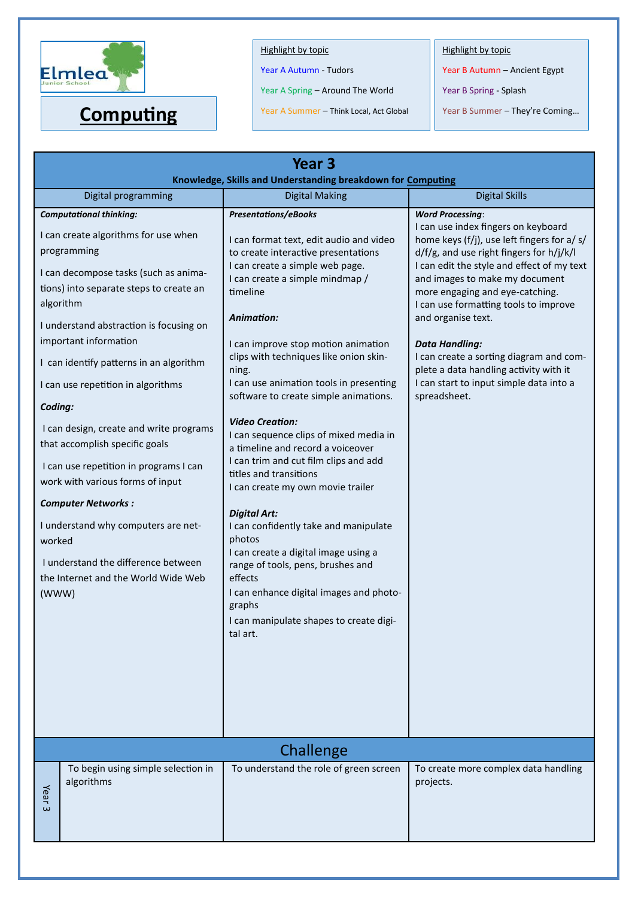Elmlea Junior School

# Computing

Highlight by topic

- Year A Autumn - Tudors
- Year A Spring – Around The World
- Year A Summer – Think Local, Act Global

Highlight by topic

- Year B Autumn – Ancient Egypt
- Year B Spring - Splash
- Year B Summer – They're Coming…

## Year 3

**Knowledge, Skills and Understanding breakdown for Computing**

| Digital programming | Digital Making | Digital Skills |
|---|---|---|
| ***Computational thinking:*** <br><br> I can create algorithms for use when programming <br><br> I can decompose tasks (such as animations) into separate steps to create an algorithm <br><br> I understand abstraction is focusing on important information <br><br> I can identify patterns in an algorithm <br><br> I can use repetition in algorithms <br><br> ***Coding:*** <br><br> I can design, create and write programs that accomplish specific goals <br><br> I can use repetition in programs I can work with various forms of input <br><br> ***Computer Networks :*** <br><br> I understand why computers are networked <br><br> I understand the difference between the Internet and the World Wide Web (WWW) | ***Presentations/eBooks*** <br><br> I can format text, edit audio and video to create interactive presentations <br> I can create a simple web page. <br> I can create a simple mindmap / timeline <br><br> ***Animation:*** <br><br> I can improve stop motion animation clips with techniques like onion skinning. <br> I can use animation tools in presenting software to create simple animations. <br><br> ***Video Creation:*** <br> I can sequence clips of mixed media in a timeline and record a voiceover <br> I can trim and cut film clips and add titles and transitions <br> I can create my own movie trailer <br><br> ***Digital Art:*** <br> I can confidently take and manipulate photos <br> I can create a digital image using a range of tools, pens, brushes and effects <br> I can enhance digital images and photographs <br> I can manipulate shapes to create digital art. | ***Word Processing***: <br> I can use index fingers on keyboard home keys (f/j), use left fingers for a/ s/ d/f/g, and use right fingers for h/j/k/l <br> I can edit the style and effect of my text and images to make my document more engaging and eye-catching. <br> I can use formatting tools to improve and organise text. <br><br> ***Data Handling:*** <br> I can create a sorting diagram and complete a data handling activity with it <br> I can start to input simple data into a spreadsheet. |

## Challenge

| | | | |
|---|---|---|---|
| Year 3 | To begin using simple selection in algorithms | To understand the role of green screen | To create more complex data handling projects. |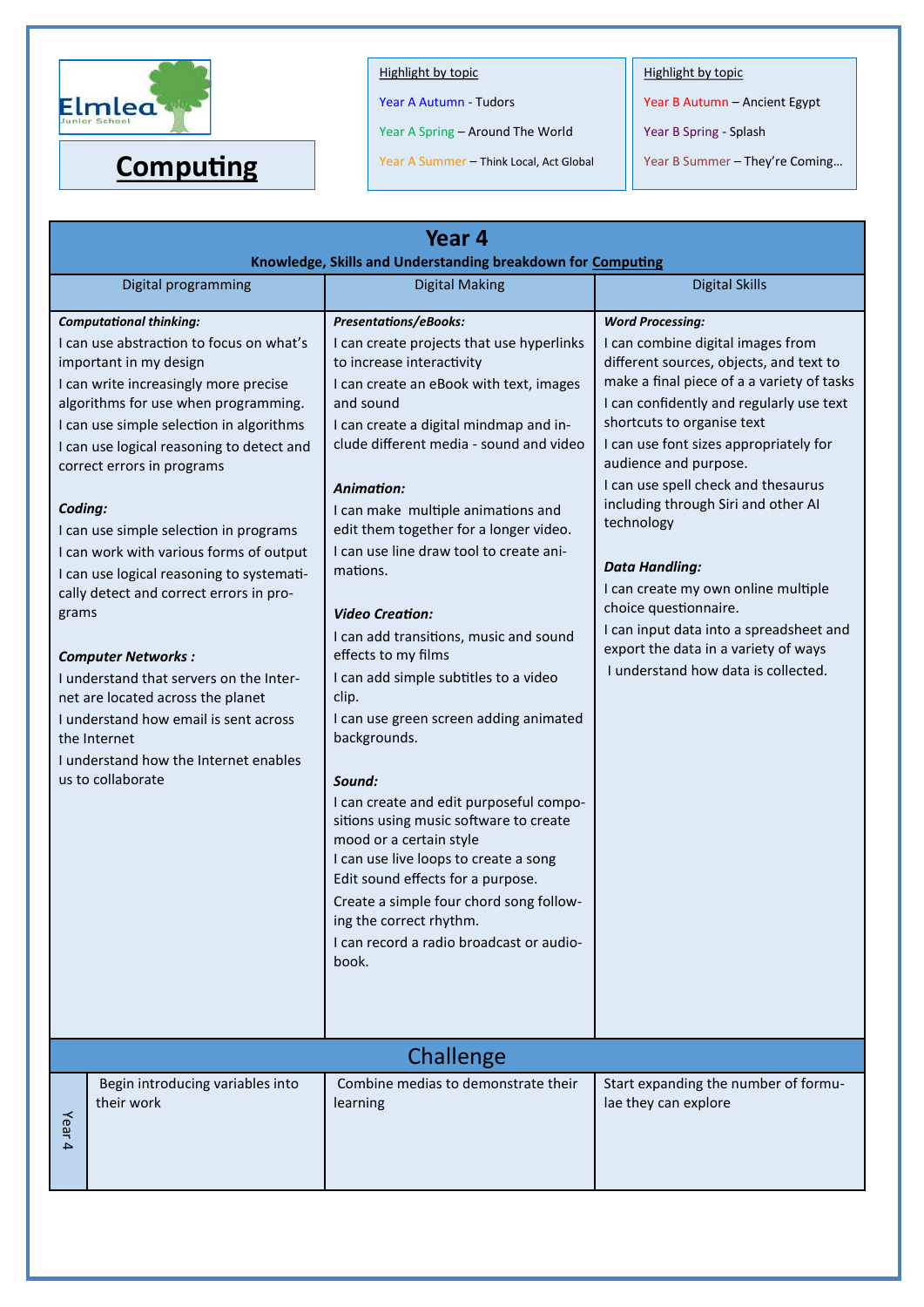Elmlea Junior School

# Computing

| Highlight by topic |
|---|
| Year A Autumn - Tudors |
| Year A Spring – Around The World |
| Year A Summer – Think Local, Act Global |

| Highlight by topic |
|---|
| Year B Autumn – Ancient Egypt |
| Year B Spring - Splash |
| Year B Summer – They're Coming… |

## Year 4

**Knowledge, Skills and Understanding breakdown for Computing**

| Digital programming | Digital Making | Digital Skills |
|---|---|---|
| ***Computational thinking:***<br>I can use abstraction to focus on what's important in my design<br>I can write increasingly more precise algorithms for use when programming.<br>I can use simple selection in algorithms<br>I can use logical reasoning to detect and correct errors in programs<br><br>***Coding:***<br>I can use simple selection in programs<br>I can work with various forms of output<br>I can use logical reasoning to systematically detect and correct errors in programs<br><br>***Computer Networks :***<br>I understand that servers on the Internet are located across the planet<br>I understand how email is sent across the Internet<br>I understand how the Internet enables us to collaborate | ***Presentations/eBooks:***<br>I can create projects that use hyperlinks to increase interactivity<br>I can create an eBook with text, images and sound<br>I can create a digital mindmap and include different media - sound and video<br><br>***Animation:***<br>I can make multiple animations and edit them together for a longer video.<br>I can use line draw tool to create animations.<br><br>***Video Creation:***<br>I can add transitions, music and sound effects to my films<br>I can add simple subtitles to a video clip.<br>I can use green screen adding animated backgrounds.<br><br>***Sound:***<br>I can create and edit purposeful compositions using music software to create mood or a certain style<br>I can use live loops to create a song<br>Edit sound effects for a purpose.<br>Create a simple four chord song following the correct rhythm.<br>I can record a radio broadcast or audiobook. | ***Word Processing:***<br>I can combine digital images from different sources, objects, and text to make a final piece of a a variety of tasks<br>I can confidently and regularly use text shortcuts to organise text<br>I can use font sizes appropriately for audience and purpose.<br>I can use spell check and thesaurus including through Siri and other AI technology<br><br>***Data Handling:***<br>I can create my own online multiple choice questionnaire.<br>I can input data into a spreadsheet and export the data in a variety of ways<br>I understand how data is collected. |

## Challenge

| | | | |
|---|---|---|---|
| Year 4 | Begin introducing variables into their work | Combine medias to demonstrate their learning | Start expanding the number of formulae they can explore |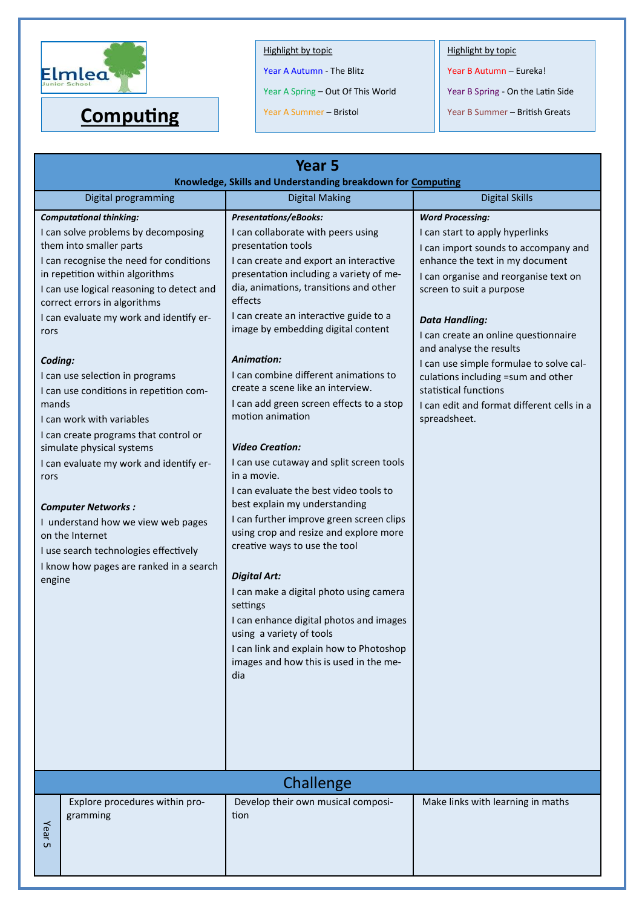Elmlea Junior School

# Computing

Highlight by topic

- Year A Autumn - The Blitz
- Year A Spring – Out Of This World
- Year A Summer – Bristol

Highlight by topic

- Year B Autumn – Eureka!
- Year B Spring - On the Latin Side
- Year B Summer – British Greats

## Year 5

**Knowledge, Skills and Understanding breakdown for Computing**

| Digital programming | Digital Making | Digital Skills |
|---|---|---|
| ***Computational thinking:***<br>I can solve problems by decomposing them into smaller parts<br>I can recognise the need for conditions in repetition within algorithms<br>I can use logical reasoning to detect and correct errors in algorithms<br>I can evaluate my work and identify errors<br><br>***Coding:***<br>I can use selection in programs<br>I can use conditions in repetition commands<br>I can work with variables<br>I can create programs that control or simulate physical systems<br>I can evaluate my work and identify errors<br><br>***Computer Networks :***<br>I understand how we view web pages on the Internet<br>I use search technologies effectively<br>I know how pages are ranked in a search engine | ***Presentations/eBooks:***<br>I can collaborate with peers using presentation tools<br>I can create and export an interactive presentation including a variety of media, animations, transitions and other effects<br>I can create an interactive guide to a image by embedding digital content<br><br>***Animation:***<br>I can combine different animations to create a scene like an interview.<br>I can add green screen effects to a stop motion animation<br><br>***Video Creation:***<br>I can use cutaway and split screen tools in a movie.<br>I can evaluate the best video tools to best explain my understanding<br>I can further improve green screen clips using crop and resize and explore more creative ways to use the tool<br><br>***Digital Art:***<br>I can make a digital photo using camera settings<br>I can enhance digital photos and images using a variety of tools<br>I can link and explain how to Photoshop images and how this is used in the media | ***Word Processing:***<br>I can start to apply hyperlinks<br>I can import sounds to accompany and enhance the text in my document<br>I can organise and reorganise text on screen to suit a purpose<br><br>***Data Handling:***<br>I can create an online questionnaire and analyse the results<br>I can use simple formulae to solve calculations including =sum and other statistical functions<br>I can edit and format different cells in a spreadsheet. |

### Challenge

| | | | |
|---|---|---|---|
| Year 5 | Explore procedures within programming | Develop their own musical composition | Make links with learning in maths |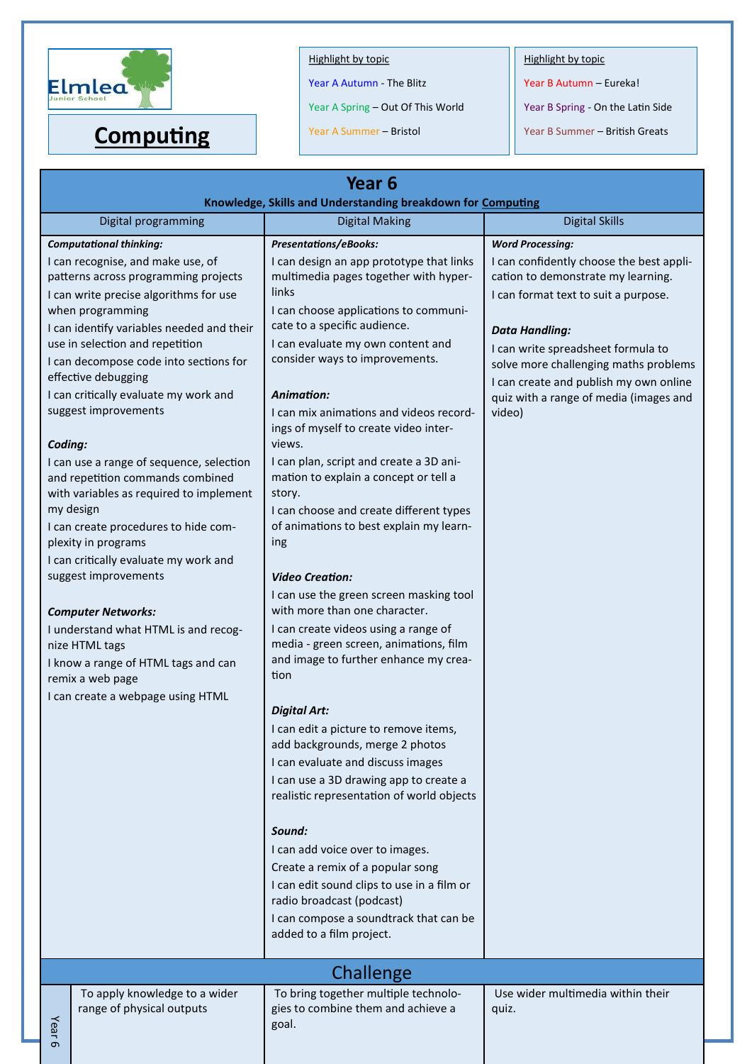Elmlea Junior School

# Computing

| Highlight by topic |
|---|
| Year A Autumn - The Blitz |
| Year A Spring – Out Of This World |
| Year A Summer – Bristol |

| Highlight by topic |
|---|
| Year B Autumn – Eureka! |
| Year B Spring - On the Latin Side |
| Year B Summer – British Greats |

## Year 6

**Knowledge, Skills and Understanding breakdown for Computing**

| Digital programming | Digital Making | Digital Skills |
|---|---|---|
| ***Computational thinking:*** | ***Presentations/eBooks:*** | ***Word Processing:*** |
| I can recognise, and make use, of patterns across programming projects | I can design an app prototype that links multimedia pages together with hyperlinks | I can confidently choose the best application to demonstrate my learning. |
| I can write precise algorithms for use when programming | I can choose applications to communicate to a specific audience. | I can format text to suit a purpose. |
| I can identify variables needed and their use in selection and repetition | I can evaluate my own content and consider ways to improvements. | ***Data Handling:*** |
| I can decompose code into sections for effective debugging | ***Animation:*** | I can write spreadsheet formula to solve more challenging maths problems |
| I can critically evaluate my work and suggest improvements | I can mix animations and videos recordings of myself to create video interviews. | I can create and publish my own online quiz with a range of media (images and video) |
| ***Coding:*** | I can plan, script and create a 3D animation to explain a concept or tell a story. | |
| I can use a range of sequence, selection and repetition commands combined with variables as required to implement my design | I can choose and create different types of animations to best explain my learning | |
| I can create procedures to hide complexity in programs | ***Video Creation:*** | |
| I can critically evaluate my work and suggest improvements | I can use the green screen masking tool with more than one character. | |
| ***Computer Networks:*** | I can create videos using a range of media - green screen, animations, film and image to further enhance my creation | |
| I understand what HTML is and recognize HTML tags | ***Digital Art:*** | |
| I know a range of HTML tags and can remix a web page | I can edit a picture to remove items, add backgrounds, merge 2 photos | |
| I can create a webpage using HTML | I can evaluate and discuss images | |
| | I can use a 3D drawing app to create a realistic representation of world objects | |
| | ***Sound:*** | |
| | I can add voice over to images. | |
| | Create a remix of a popular song | |
| | I can edit sound clips to use in a film or radio broadcast (podcast) | |
| | I can compose a soundtrack that can be added to a film project. | |

## Challenge

| | Digital programming | Digital Making | Digital Skills |
|---|---|---|---|
| Year 6 | To apply knowledge to a wider range of physical outputs | To bring together multiple technologies to combine them and achieve a goal. | Use wider multimedia within their quiz. |